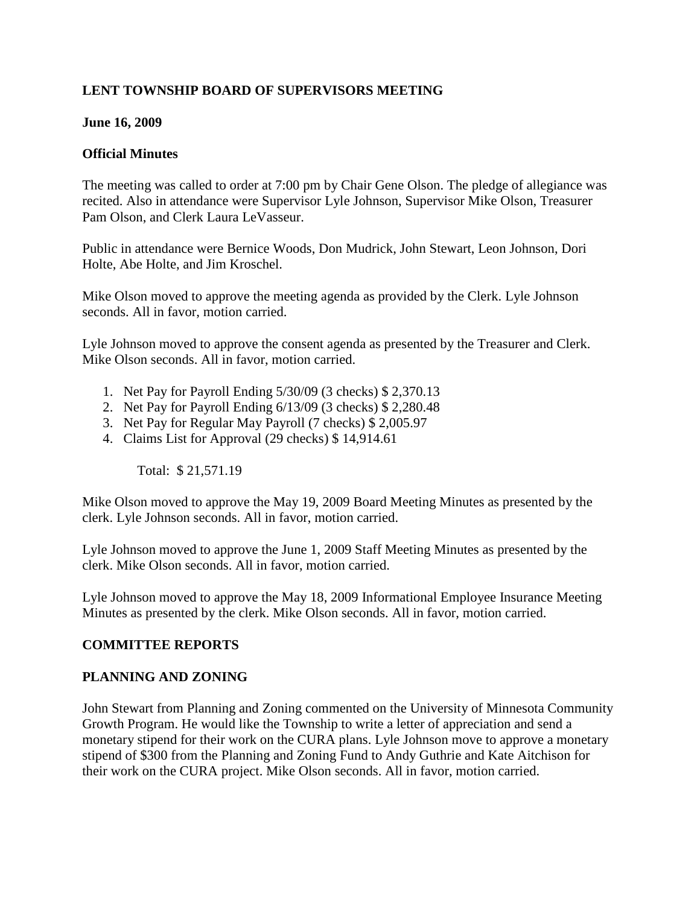**LENT TOWNSHIP BOARD OF SUPERVISORS MEETING**

**June 16, 2009**

**Official Minutes**

The meeting was called to order at 7:00 pm by Chair Gene Olson. The pledge of allegiance was recited. Also in attendance were Supervisor Lyle Johnson, Supervisor Mike Olson, Treasurer Pam Olson, and Clerk Laura LeVasseur.

Public in attendance were Bernice Woods, Don Mudrick, John Stewart, Leon Johnson, Dori Holte, Abe Holte, and Jim Kroschel.

Mike Olson moved to approve the meeting agenda as provided by the Clerk. Lyle Johnson seconds. All in favor, motion carried.

Lyle Johnson moved to approve the consent agenda as presented by the Treasurer and Clerk. Mike Olson seconds. All in favor, motion carried.

1. Net Pay for Payroll Ending 5/30/09 (3 checks) $ 2,370.13
2. Net Pay for Payroll Ending 6/13/09 (3 checks) $ 2,280.48
3. Net Pay for Regular May Payroll (7 checks) $ 2,005.97
4. Claims List for Approval (29 checks) $ 14,914.61

Total: $ 21,571.19

Mike Olson moved to approve the May 19, 2009 Board Meeting Minutes as presented by the clerk. Lyle Johnson seconds. All in favor, motion carried.

Lyle Johnson moved to approve the June 1, 2009 Staff Meeting Minutes as presented by the clerk. Mike Olson seconds. All in favor, motion carried.

Lyle Johnson moved to approve the May 18, 2009 Informational Employee Insurance Meeting Minutes as presented by the clerk. Mike Olson seconds. All in favor, motion carried.

**COMMITTEE REPORTS**

**PLANNING AND ZONING**

John Stewart from Planning and Zoning commented on the University of Minnesota Community Growth Program. He would like the Township to write a letter of appreciation and send a monetary stipend for their work on the CURA plans. Lyle Johnson move to approve a monetary stipend of $300 from the Planning and Zoning Fund to Andy Guthrie and Kate Aitchison for their work on the CURA project. Mike Olson seconds. All in favor, motion carried.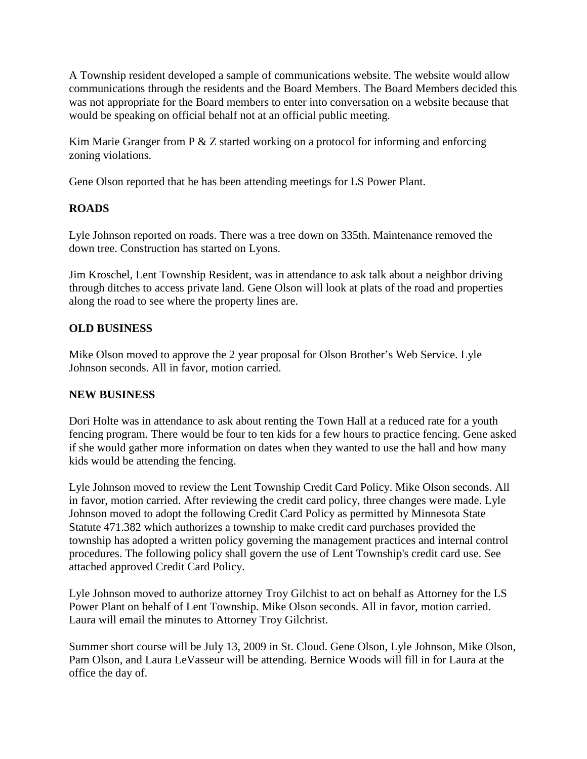A Township resident developed a sample of communications website. The website would allow communications through the residents and the Board Members. The Board Members decided this was not appropriate for the Board members to enter into conversation on a website because that would be speaking on official behalf not at an official public meeting.

Kim Marie Granger from P & Z started working on a protocol for informing and enforcing zoning violations.

Gene Olson reported that he has been attending meetings for LS Power Plant.

**ROADS**

Lyle Johnson reported on roads. There was a tree down on 335th. Maintenance removed the down tree. Construction has started on Lyons.

Jim Kroschel, Lent Township Resident, was in attendance to ask talk about a neighbor driving through ditches to access private land. Gene Olson will look at plats of the road and properties along the road to see where the property lines are.

**OLD BUSINESS**

Mike Olson moved to approve the 2 year proposal for Olson Brother's Web Service. Lyle Johnson seconds. All in favor, motion carried.

**NEW BUSINESS**

Dori Holte was in attendance to ask about renting the Town Hall at a reduced rate for a youth fencing program. There would be four to ten kids for a few hours to practice fencing. Gene asked if she would gather more information on dates when they wanted to use the hall and how many kids would be attending the fencing.

Lyle Johnson moved to review the Lent Township Credit Card Policy. Mike Olson seconds. All in favor, motion carried. After reviewing the credit card policy, three changes were made. Lyle Johnson moved to adopt the following Credit Card Policy as permitted by Minnesota State Statute 471.382 which authorizes a township to make credit card purchases provided the township has adopted a written policy governing the management practices and internal control procedures. The following policy shall govern the use of Lent Township's credit card use. See attached approved Credit Card Policy.

Lyle Johnson moved to authorize attorney Troy Gilchist to act on behalf as Attorney for the LS Power Plant on behalf of Lent Township. Mike Olson seconds. All in favor, motion carried. Laura will email the minutes to Attorney Troy Gilchrist.

Summer short course will be July 13, 2009 in St. Cloud. Gene Olson, Lyle Johnson, Mike Olson, Pam Olson, and Laura LeVasseur will be attending. Bernice Woods will fill in for Laura at the office the day of.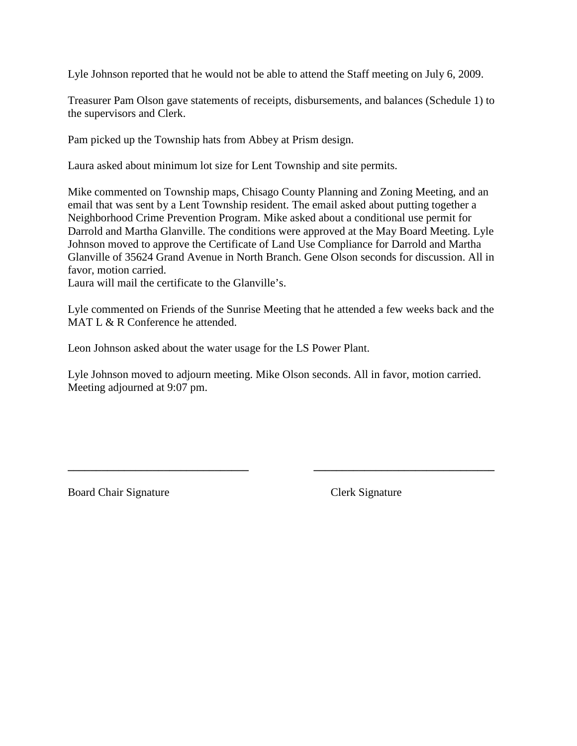Lyle Johnson reported that he would not be able to attend the Staff meeting on July 6, 2009.

Treasurer Pam Olson gave statements of receipts, disbursements, and balances (Schedule 1) to the supervisors and Clerk.

Pam picked up the Township hats from Abbey at Prism design.

Laura asked about minimum lot size for Lent Township and site permits.

Mike commented on Township maps, Chisago County Planning and Zoning Meeting, and an email that was sent by a Lent Township resident. The email asked about putting together a Neighborhood Crime Prevention Program. Mike asked about a conditional use permit for Darrold and Martha Glanville. The conditions were approved at the May Board Meeting. Lyle Johnson moved to approve the Certificate of Land Use Compliance for Darrold and Martha Glanville of 35624 Grand Avenue in North Branch. Gene Olson seconds for discussion. All in favor, motion carried.
Laura will mail the certificate to the Glanville's.

Lyle commented on Friends of the Sunrise Meeting that he attended a few weeks back and the MAT L & R Conference he attended.

Leon Johnson asked about the water usage for the LS Power Plant.

Lyle Johnson moved to adjourn meeting. Mike Olson seconds. All in favor, motion carried.
Meeting adjourned at 9:07 pm.

\_\_\_\_\_\_\_\_\_\_\_\_\_\_\_\_\_\_\_\_\_\_\_\_\_\_\_\_\_\_ \_\_\_\_\_\_\_\_\_\_\_\_\_\_\_\_\_\_\_\_\_\_\_\_\_\_\_\_\_\_

Board Chair Signature Clerk Signature